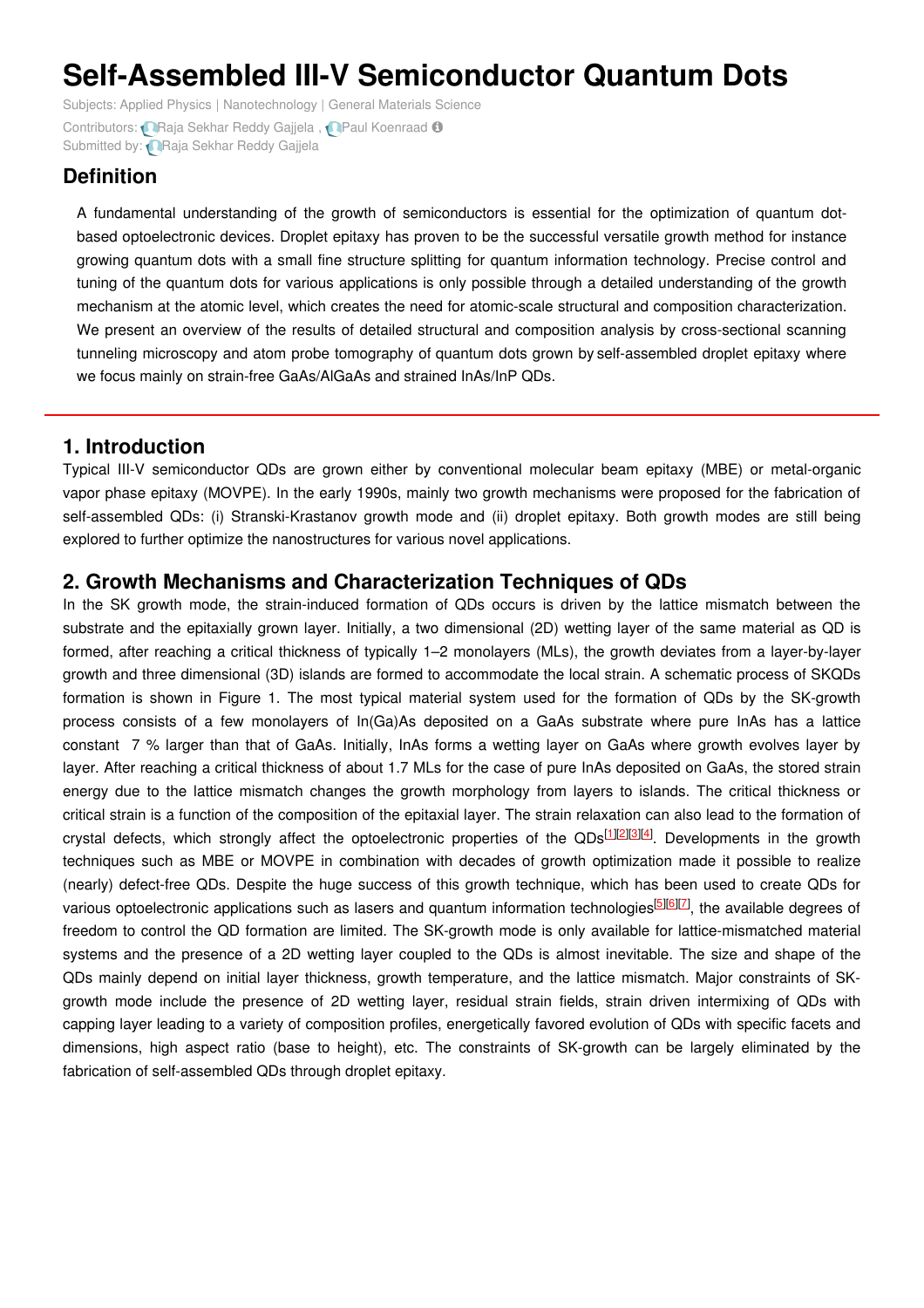# Self-Assembled III-V Semiconductor Quantum Dots

Subjects: Applied Physics | Nanotechnology | General Materials Science

Contributors: Raja Sekhar Reddy Gajjela , Paul Koenraad

Submitted by: Raja Sekhar Reddy Gajjela

## Definition

A fundamental understanding of the growth of semiconductors is essential for the optimization of quantum dot-based optoelectronic devices. Droplet epitaxy has proven to be the successful versatile growth method for instance growing quantum dots with a small fine structure splitting for quantum information technology. Precise control and tuning of the quantum dots for various applications is only possible through a detailed understanding of the growth mechanism at the atomic level, which creates the need for atomic-scale structural and composition characterization. We present an overview of the results of detailed structural and composition analysis by cross-sectional scanning tunneling microscopy and atom probe tomography of quantum dots grown by self-assembled droplet epitaxy where we focus mainly on strain-free GaAs/AlGaAs and strained InAs/InP QDs.

## 1. Introduction

Typical III-V semiconductor QDs are grown either by conventional molecular beam epitaxy (MBE) or metal-organic vapor phase epitaxy (MOVPE). In the early 1990s, mainly two growth mechanisms were proposed for the fabrication of self-assembled QDs: (i) Stranski-Krastanov growth mode and (ii) droplet epitaxy. Both growth modes are still being explored to further optimize the nanostructures for various novel applications.

## 2. Growth Mechanisms and Characterization Techniques of QDs

In the SK growth mode, the strain-induced formation of QDs occurs is driven by the lattice mismatch between the substrate and the epitaxially grown layer. Initially, a two dimensional (2D) wetting layer of the same material as QD is formed, after reaching a critical thickness of typically 1–2 monolayers (MLs), the growth deviates from a layer-by-layer growth and three dimensional (3D) islands are formed to accommodate the local strain. A schematic process of SKQDs formation is shown in Figure 1. The most typical material system used for the formation of QDs by the SK-growth process consists of a few monolayers of In(Ga)As deposited on a GaAs substrate where pure InAs has a lattice constant 7 % larger than that of GaAs. Initially, InAs forms a wetting layer on GaAs where growth evolves layer by layer. After reaching a critical thickness of about 1.7 MLs for the case of pure InAs deposited on GaAs, the stored strain energy due to the lattice mismatch changes the growth morphology from layers to islands. The critical thickness or critical strain is a function of the composition of the epitaxial layer. The strain relaxation can also lead to the formation of crystal defects, which strongly affect the optoelectronic properties of the QDs[1][2][3][4]. Developments in the growth techniques such as MBE or MOVPE in combination with decades of growth optimization made it possible to realize (nearly) defect-free QDs. Despite the huge success of this growth technique, which has been used to create QDs for various optoelectronic applications such as lasers and quantum information technologies[5][6][7], the available degrees of freedom to control the QD formation are limited. The SK-growth mode is only available for lattice-mismatched material systems and the presence of a 2D wetting layer coupled to the QDs is almost inevitable. The size and shape of the QDs mainly depend on initial layer thickness, growth temperature, and the lattice mismatch. Major constraints of SK-growth mode include the presence of 2D wetting layer, residual strain fields, strain driven intermixing of QDs with capping layer leading to a variety of composition profiles, energetically favored evolution of QDs with specific facets and dimensions, high aspect ratio (base to height), etc. The constraints of SK-growth can be largely eliminated by the fabrication of self-assembled QDs through droplet epitaxy.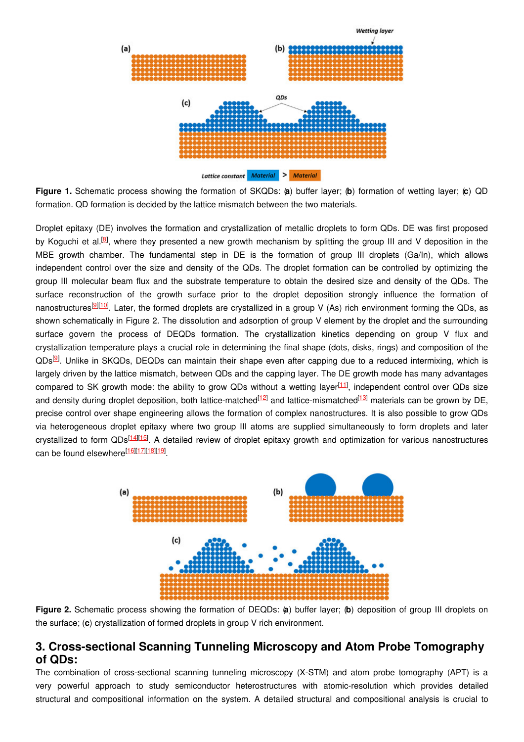**Figure 1.** Schematic process showing the formation of SKQDs: (**a**) buffer layer; (**b**) formation of wetting layer; (**c**) QD formation. QD formation is decided by the lattice mismatch between the two materials.

Droplet epitaxy (DE) involves the formation and crystallization of metallic droplets to form QDs. DE was first proposed by Koguchi et al.[8], where they presented a new growth mechanism by splitting the group III and V deposition in the MBE growth chamber. The fundamental step in DE is the formation of group III droplets (Ga/In), which allows independent control over the size and density of the QDs. The droplet formation can be controlled by optimizing the group III molecular beam flux and the substrate temperature to obtain the desired size and density of the QDs. The surface reconstruction of the growth surface prior to the droplet deposition strongly influence the formation of nanostructures[9][10]. Later, the formed droplets are crystallized in a group V (As) rich environment forming the QDs, as shown schematically in Figure 2. The dissolution and adsorption of group V element by the droplet and the surrounding surface govern the process of DEQDs formation. The crystallization kinetics depending on group V flux and crystallization temperature plays a crucial role in determining the final shape (dots, disks, rings) and composition of the QDs[9]. Unlike in SKQDs, DEQDs can maintain their shape even after capping due to a reduced intermixing, which is largely driven by the lattice mismatch, between QDs and the capping layer. The DE growth mode has many advantages compared to SK growth mode: the ability to grow QDs without a wetting layer[11], independent control over QDs size and density during droplet deposition, both lattice-matched[12] and lattice-mismatched[13] materials can be grown by DE, precise control over shape engineering allows the formation of complex nanostructures. It is also possible to grow QDs via heterogeneous droplet epitaxy where two group III atoms are supplied simultaneously to form droplets and later crystallized to form QDs[14][15]. A detailed review of droplet epitaxy growth and optimization for various nanostructures can be found elsewhere[16][17][18][19].

**Figure 2.** Schematic process showing the formation of DEQDs: (**a**) buffer layer; (**b**) deposition of group III droplets on the surface; (**c**) crystallization of formed droplets in group V rich environment.

## 3. Cross-sectional Scanning Tunneling Microscopy and Atom Probe Tomography of QDs:

The combination of cross-sectional scanning tunneling microscopy (X-STM) and atom probe tomography (APT) is a very powerful approach to study semiconductor heterostructures with atomic-resolution which provides detailed structural and compositional information on the system. A detailed structural and compositional analysis is crucial to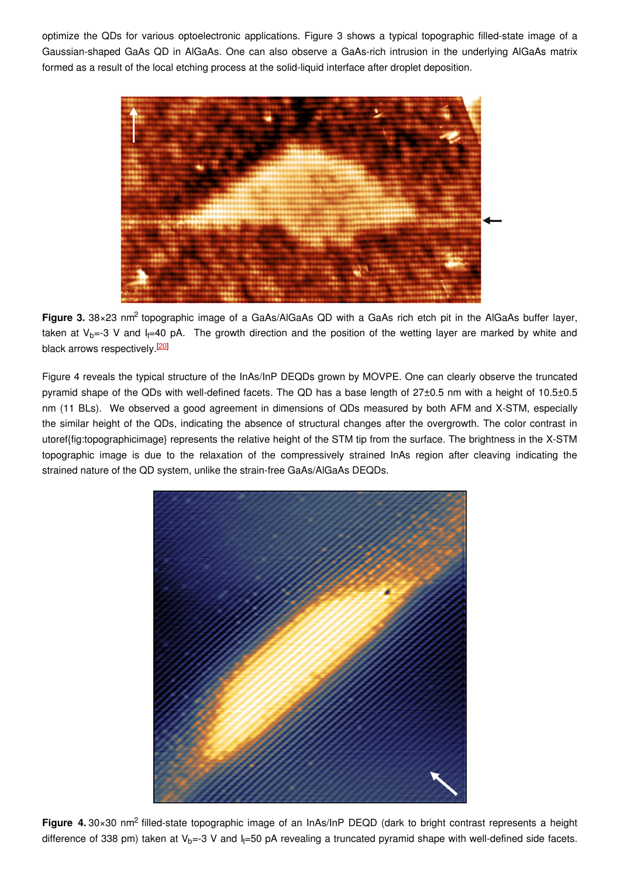optimize the QDs for various optoelectronic applications. Figure 3 shows a typical topographic filled-state image of a Gaussian-shaped GaAs QD in AlGaAs. One can also observe a GaAs-rich intrusion in the underlying AlGaAs matrix formed as a result of the local etching process at the solid-liquid interface after droplet deposition.

**Figure 3.** 38×23 nm$^2$ topographic image of a GaAs/AlGaAs QD with a GaAs rich etch pit in the AlGaAs buffer layer, taken at $V_b$=-3 V and $I_t$=40 pA. The growth direction and the position of the wetting layer are marked by white and black arrows respectively.[20]

Figure 4 reveals the typical structure of the InAs/InP DEQDs grown by MOVPE. One can clearly observe the truncated pyramid shape of the QDs with well-defined facets. The QD has a base length of 27±0.5 nm with a height of 10.5±0.5 nm (11 BLs). We observed a good agreement in dimensions of QDs measured by both AFM and X-STM, especially the similar height of the QDs, indicating the absence of structural changes after the overgrowth. The color contrast in utoref{fig:topographicimage} represents the relative height of the STM tip from the surface. The brightness in the X-STM topographic image is due to the relaxation of the compressively strained InAs region after cleaving indicating the strained nature of the QD system, unlike the strain-free GaAs/AlGaAs DEQDs.

**Figure 4.** 30×30 nm$^2$ filled-state topographic image of an InAs/InP DEQD (dark to bright contrast represents a height difference of 338 pm) taken at $V_b$=-3 V and $I_t$=50 pA revealing a truncated pyramid shape with well-defined side facets.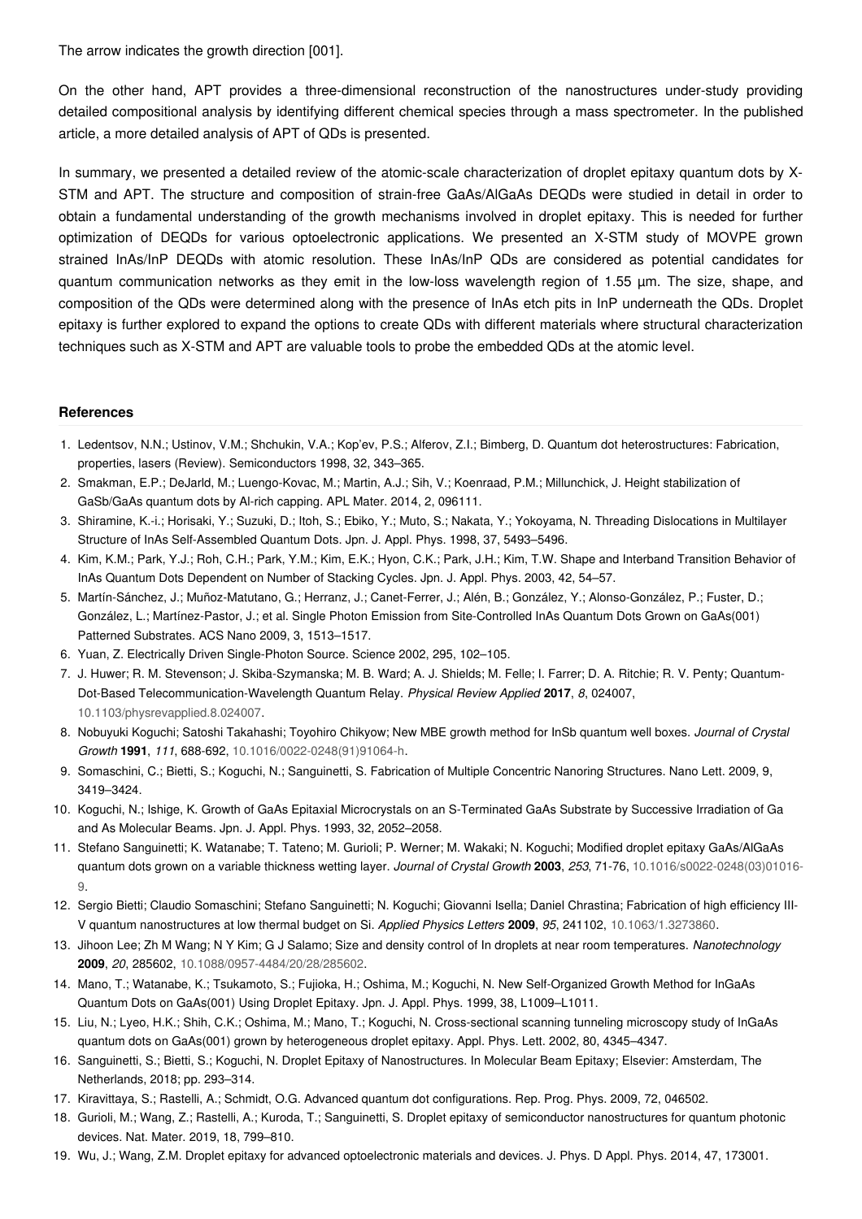The arrow indicates the growth direction [001].

On the other hand, APT provides a three-dimensional reconstruction of the nanostructures under-study providing detailed compositional analysis by identifying different chemical species through a mass spectrometer. In the published article, a more detailed analysis of APT of QDs is presented.

In summary, we presented a detailed review of the atomic-scale characterization of droplet epitaxy quantum dots by X-STM and APT. The structure and composition of strain-free GaAs/AlGaAs DEQDs were studied in detail in order to obtain a fundamental understanding of the growth mechanisms involved in droplet epitaxy. This is needed for further optimization of DEQDs for various optoelectronic applications. We presented an X-STM study of MOVPE grown strained InAs/InP DEQDs with atomic resolution. These InAs/InP QDs are considered as potential candidates for quantum communication networks as they emit in the low-loss wavelength region of 1.55 µm. The size, shape, and composition of the QDs were determined along with the presence of InAs etch pits in InP underneath the QDs. Droplet epitaxy is further explored to expand the options to create QDs with different materials where structural characterization techniques such as X-STM and APT are valuable tools to probe the embedded QDs at the atomic level.

## References

1. Ledentsov, N.N.; Ustinov, V.M.; Shchukin, V.A.; Kop'ev, P.S.; Alferov, Z.I.; Bimberg, D. Quantum dot heterostructures: Fabrication, properties, lasers (Review). Semiconductors 1998, 32, 343–365.
2. Smakman, E.P.; DeJarld, M.; Luengo-Kovac, M.; Martin, A.J.; Sih, V.; Koenraad, P.M.; Millunchick, J. Height stabilization of GaSb/GaAs quantum dots by Al-rich capping. APL Mater. 2014, 2, 096111.
3. Shiramine, K.-i.; Horisaki, Y.; Suzuki, D.; Itoh, S.; Ebiko, Y.; Muto, S.; Nakata, Y.; Yokoyama, N. Threading Dislocations in Multilayer Structure of InAs Self-Assembled Quantum Dots. Jpn. J. Appl. Phys. 1998, 37, 5493–5496.
4. Kim, K.M.; Park, Y.J.; Roh, C.H.; Park, Y.M.; Kim, E.K.; Hyon, C.K.; Park, J.H.; Kim, T.W. Shape and Interband Transition Behavior of InAs Quantum Dots Dependent on Number of Stacking Cycles. Jpn. J. Appl. Phys. 2003, 42, 54–57.
5. Martín-Sánchez, J.; Muñoz-Matutano, G.; Herranz, J.; Canet-Ferrer, J.; Alén, B.; González, Y.; Alonso-González, P.; Fuster, D.; González, L.; Martínez-Pastor, J.; et al. Single Photon Emission from Site-Controlled InAs Quantum Dots Grown on GaAs(001) Patterned Substrates. ACS Nano 2009, 3, 1513–1517.
6. Yuan, Z. Electrically Driven Single-Photon Source. Science 2002, 295, 102–105.
7. J. Huwer; R. M. Stevenson; J. Skiba-Szymanska; M. B. Ward; A. J. Shields; M. Felle; I. Farrer; D. A. Ritchie; R. V. Penty; Quantum-Dot-Based Telecommunication-Wavelength Quantum Relay. *Physical Review Applied* **2017**, *8*, 024007, 10.1103/physrevapplied.8.024007.
8. Nobuyuki Koguchi; Satoshi Takahashi; Toyohiro Chikyow; New MBE growth method for InSb quantum well boxes. *Journal of Crystal Growth* **1991**, *111*, 688-692, 10.1016/0022-0248(91)91064-h.
9. Somaschini, C.; Bietti, S.; Koguchi, N.; Sanguinetti, S. Fabrication of Multiple Concentric Nanoring Structures. Nano Lett. 2009, 9, 3419–3424.
10. Koguchi, N.; Ishige, K. Growth of GaAs Epitaxial Microcrystals on an S-Terminated GaAs Substrate by Successive Irradiation of Ga and As Molecular Beams. Jpn. J. Appl. Phys. 1993, 32, 2052–2058.
11. Stefano Sanguinetti; K. Watanabe; T. Tateno; M. Gurioli; P. Werner; M. Wakaki; N. Koguchi; Modified droplet epitaxy GaAs/AlGaAs quantum dots grown on a variable thickness wetting layer. *Journal of Crystal Growth* **2003**, *253*, 71-76, 10.1016/s0022-0248(03)01016-9.
12. Sergio Bietti; Claudio Somaschini; Stefano Sanguinetti; N. Koguchi; Giovanni Isella; Daniel Chrastina; Fabrication of high efficiency III-V quantum nanostructures at low thermal budget on Si. *Applied Physics Letters* **2009**, *95*, 241102, 10.1063/1.3273860.
13. Jihoon Lee; Zh M Wang; N Y Kim; G J Salamo; Size and density control of In droplets at near room temperatures. *Nanotechnology* **2009**, *20*, 285602, 10.1088/0957-4484/20/28/285602.
14. Mano, T.; Watanabe, K.; Tsukamoto, S.; Fujioka, H.; Oshima, M.; Koguchi, N. New Self-Organized Growth Method for InGaAs Quantum Dots on GaAs(001) Using Droplet Epitaxy. Jpn. J. Appl. Phys. 1999, 38, L1009–L1011.
15. Liu, N.; Lyeo, H.K.; Shih, C.K.; Oshima, M.; Mano, T.; Koguchi, N. Cross-sectional scanning tunneling microscopy study of InGaAs quantum dots on GaAs(001) grown by heterogeneous droplet epitaxy. Appl. Phys. Lett. 2002, 80, 4345–4347.
16. Sanguinetti, S.; Bietti, S.; Koguchi, N. Droplet Epitaxy of Nanostructures. In Molecular Beam Epitaxy; Elsevier: Amsterdam, The Netherlands, 2018; pp. 293–314.
17. Kiravittaya, S.; Rastelli, A.; Schmidt, O.G. Advanced quantum dot configurations. Rep. Prog. Phys. 2009, 72, 046502.
18. Gurioli, M.; Wang, Z.; Rastelli, A.; Kuroda, T.; Sanguinetti, S. Droplet epitaxy of semiconductor nanostructures for quantum photonic devices. Nat. Mater. 2019, 18, 799–810.
19. Wu, J.; Wang, Z.M. Droplet epitaxy for advanced optoelectronic materials and devices. J. Phys. D Appl. Phys. 2014, 47, 173001.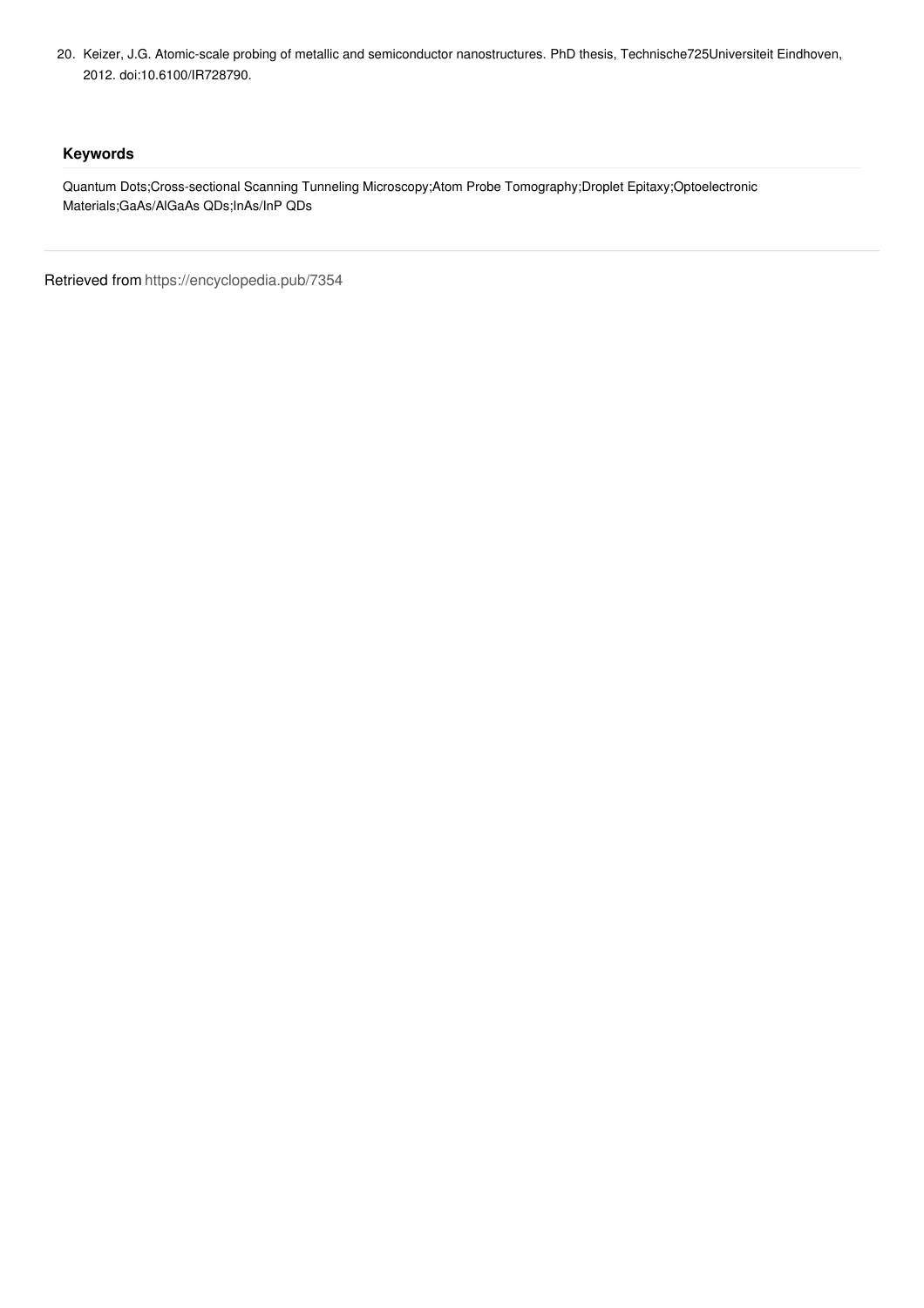20. Keizer, J.G. Atomic-scale probing of metallic and semiconductor nanostructures. PhD thesis, Technische725Universiteit Eindhoven, 2012. doi:10.6100/IR728790.

### Keywords

Quantum Dots;Cross-sectional Scanning Tunneling Microscopy;Atom Probe Tomography;Droplet Epitaxy;Optoelectronic Materials;GaAs/AlGaAs QDs;InAs/InP QDs

Retrieved from https://encyclopedia.pub/7354